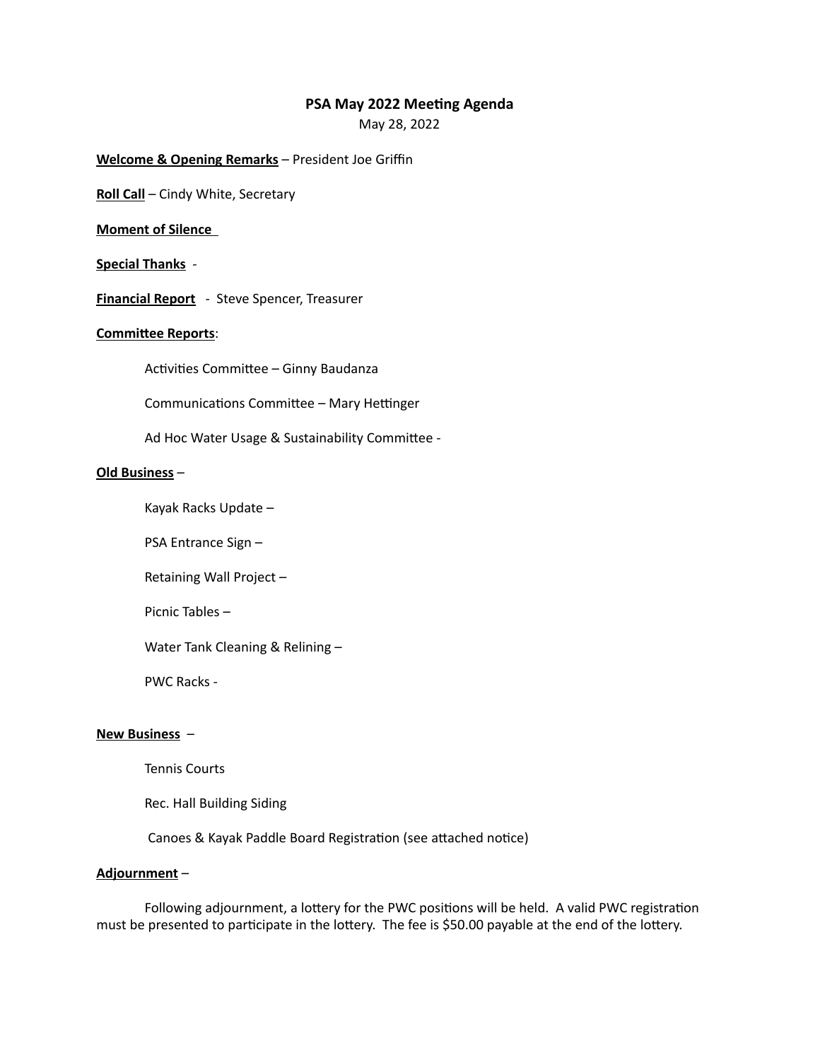# PSA May 2022 Meeting Agenda

May 28, 2022

**<u>Welcome & Opening Remarks</u>** – President Joe Griffin

**<u>Roll Call</u>** – Cindy White, Secretary

**<u>Moment of Silence</u>**

**<u>Special Thanks</u>** -

**<u>Financial Report</u>** - Steve Spencer, Treasurer

**<u>Committee Reports</u>**:

- Activities Committee – Ginny Baudanza
- Communications Committee – Mary Hettinger
- Ad Hoc Water Usage & Sustainability Committee -

**<u>Old Business</u>** –

- Kayak Racks Update –
- PSA Entrance Sign –
- Retaining Wall Project –
- Picnic Tables –
- Water Tank Cleaning & Relining –
- PWC Racks -

**<u>New Business</u>** –

- Tennis Courts
- Rec. Hall Building Siding
- Canoes & Kayak Paddle Board Registration (see attached notice)

**<u>Adjournment</u>** –

Following adjournment, a lottery for the PWC positions will be held. A valid PWC registration must be presented to participate in the lottery. The fee is $50.00 payable at the end of the lottery.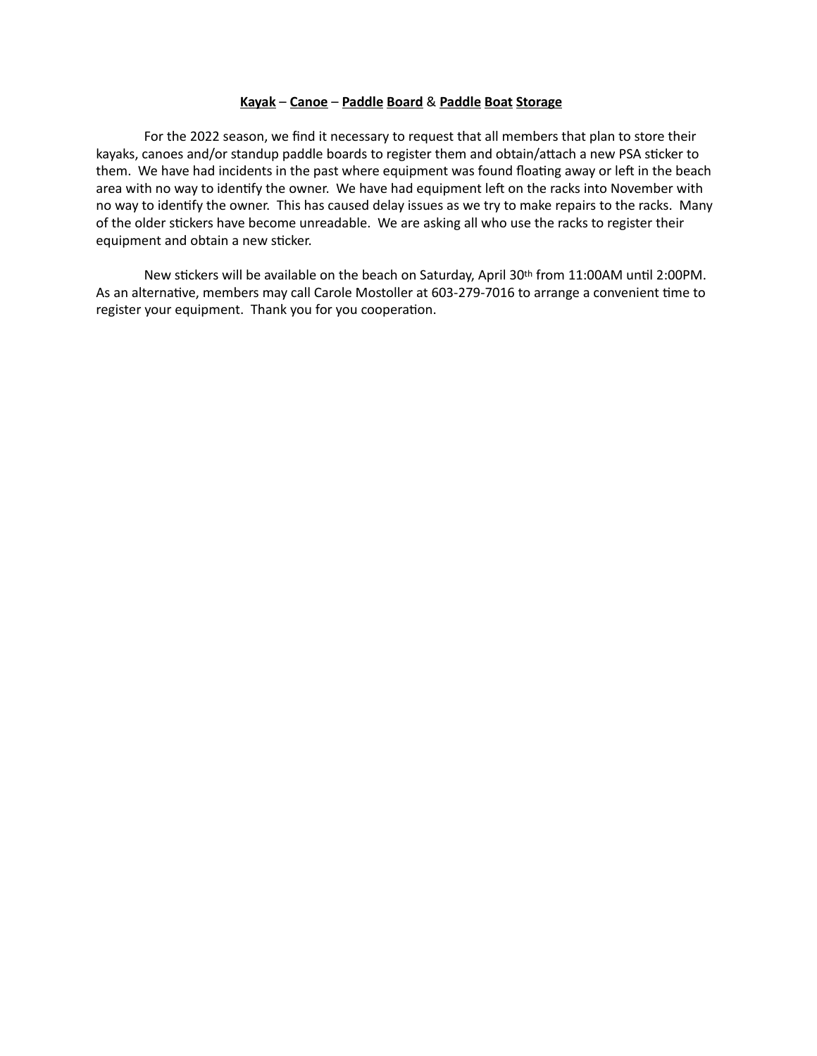**Kayak – Canoe – Paddle Board & Paddle Boat Storage**

For the 2022 season, we find it necessary to request that all members that plan to store their kayaks, canoes and/or standup paddle boards to register them and obtain/attach a new PSA sticker to them. We have had incidents in the past where equipment was found floating away or left in the beach area with no way to identify the owner. We have had equipment left on the racks into November with no way to identify the owner. This has caused delay issues as we try to make repairs to the racks. Many of the older stickers have become unreadable. We are asking all who use the racks to register their equipment and obtain a new sticker.

New stickers will be available on the beach on Saturday, April 30th from 11:00AM until 2:00PM. As an alternative, members may call Carole Mostoller at 603-279-7016 to arrange a convenient time to register your equipment. Thank you for you cooperation.